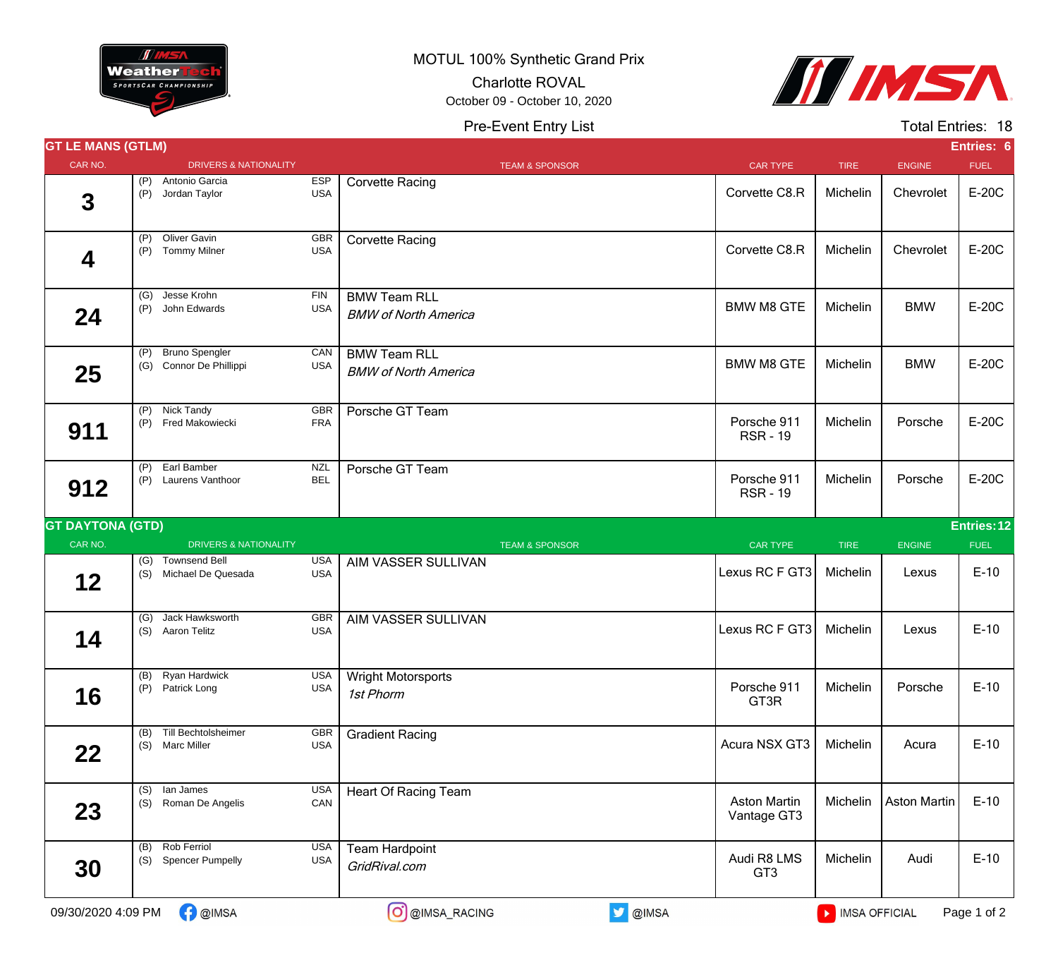MOTUL 100% Synthetic Grand Prix

Charlotte ROVAL

October 09 - October 10, 2020

Pre-Event Entry List

Total Entries: 18

## GT LE MANS (GTLM) — Entries: 6

| CAR NO. | DRIVERS & NATIONALITY | TEAM & SPONSOR | CAR TYPE | TIRE | ENGINE | FUEL |
|---|---|---|---|---|---|---|
| 3 | (P) Antonio Garcia ESP<br>(P) Jordan Taylor USA | Corvette Racing | Corvette C8.R | Michelin | Chevrolet | E-20C |
| 4 | (P) Oliver Gavin GBR<br>(P) Tommy Milner USA | Corvette Racing | Corvette C8.R | Michelin | Chevrolet | E-20C |
| 24 | (G) Jesse Krohn FIN<br>(P) John Edwards USA | BMW Team RLL<br>*BMW of North America* | BMW M8 GTE | Michelin | BMW | E-20C |
| 25 | (P) Bruno Spengler CAN<br>(G) Connor De Phillippi USA | BMW Team RLL<br>*BMW of North America* | BMW M8 GTE | Michelin | BMW | E-20C |
| 911 | (P) Nick Tandy GBR<br>(P) Fred Makowiecki FRA | Porsche GT Team | Porsche 911 RSR - 19 | Michelin | Porsche | E-20C |
| 912 | (P) Earl Bamber NZL<br>(P) Laurens Vanthoor BEL | Porsche GT Team | Porsche 911 RSR - 19 | Michelin | Porsche | E-20C |

## GT DAYTONA (GTD) — Entries: 12

| CAR NO. | DRIVERS & NATIONALITY | TEAM & SPONSOR | CAR TYPE | TIRE | ENGINE | FUEL |
|---|---|---|---|---|---|---|
| 12 | (G) Townsend Bell USA<br>(S) Michael De Quesada USA | AIM VASSER SULLIVAN | Lexus RC F GT3 | Michelin | Lexus | E-10 |
| 14 | (G) Jack Hawksworth GBR<br>(S) Aaron Telitz USA | AIM VASSER SULLIVAN | Lexus RC F GT3 | Michelin | Lexus | E-10 |
| 16 | (B) Ryan Hardwick USA<br>(P) Patrick Long USA | Wright Motorsports<br>*1st Phorm* | Porsche 911 GT3R | Michelin | Porsche | E-10 |
| 22 | (B) Till Bechtolsheimer GBR<br>(S) Marc Miller USA | Gradient Racing | Acura NSX GT3 | Michelin | Acura | E-10 |
| 23 | (S) Ian James USA<br>(S) Roman De Angelis CAN | Heart Of Racing Team | Aston Martin Vantage GT3 | Michelin | Aston Martin | E-10 |
| 30 | (B) Rob Ferriol USA<br>(S) Spencer Pumpelly USA | Team Hardpoint<br>*GridRival.com* | Audi R8 LMS GT3 | Michelin | Audi | E-10 |

09/30/2020 4:09 PM — @IMSA — @IMSA_RACING — @IMSA — IMSA OFFICIAL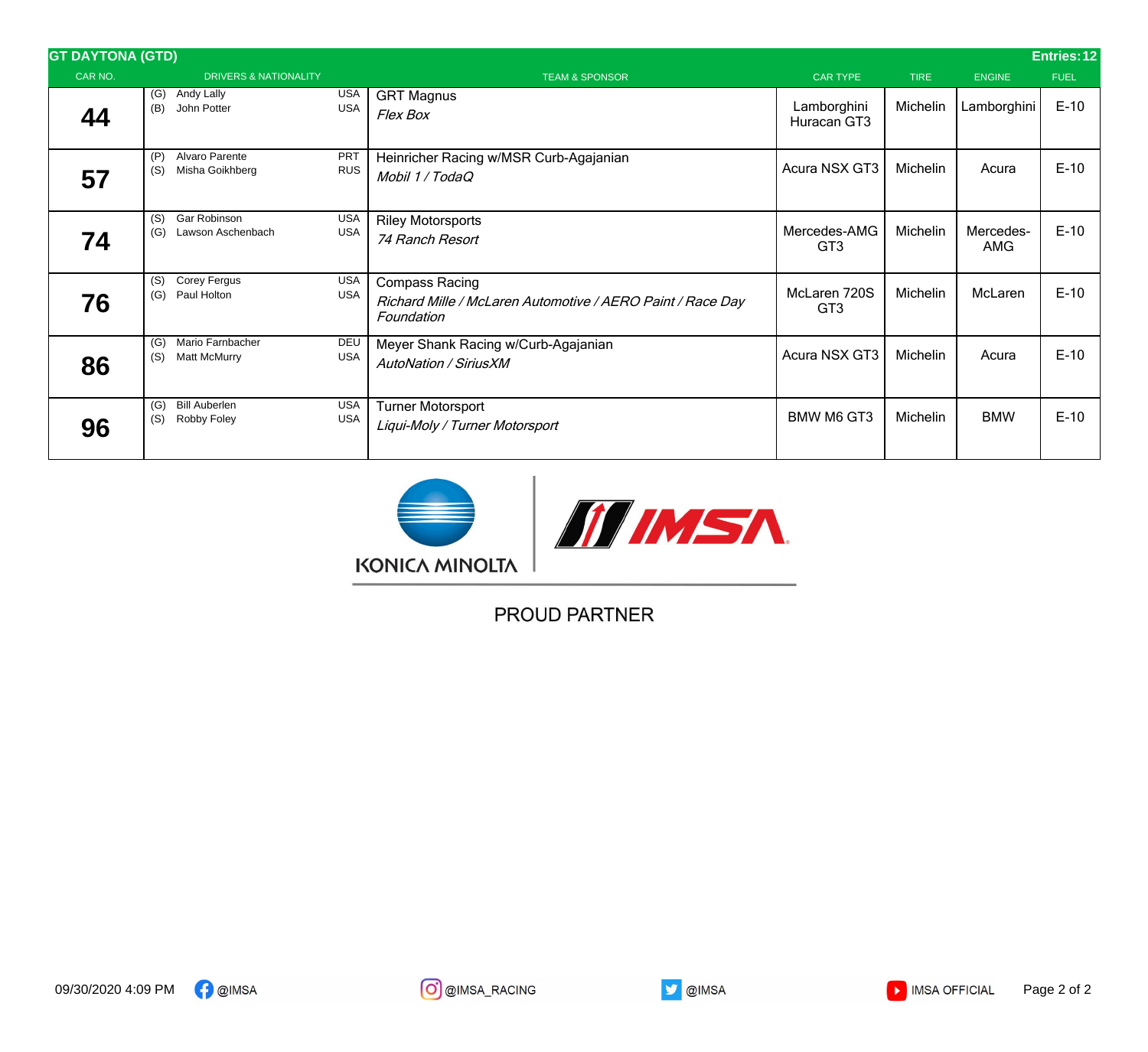## GT DAYTONA (GTD)

Entries: 12

| CAR NO. | DRIVERS & NATIONALITY | TEAM & SPONSOR | CAR TYPE | TIRE | ENGINE | FUEL |
|---|---|---|---|---|---|---|
| 44 | (G) Andy Lally USA<br>(B) John Potter USA | GRT Magnus<br>*Flex Box* | Lamborghini Huracan GT3 | Michelin | Lamborghini | E-10 |
| 57 | (P) Alvaro Parente PRT<br>(S) Misha Goikhberg RUS | Heinricher Racing w/MSR Curb-Agajanian<br>*Mobil 1 / TodaQ* | Acura NSX GT3 | Michelin | Acura | E-10 |
| 74 | (S) Gar Robinson USA<br>(G) Lawson Aschenbach USA | Riley Motorsports<br>*74 Ranch Resort* | Mercedes-AMG GT3 | Michelin | Mercedes-AMG | E-10 |
| 76 | (S) Corey Fergus USA<br>(G) Paul Holton USA | Compass Racing<br>*Richard Mille / McLaren Automotive / AERO Paint / Race Day Foundation* | McLaren 720S GT3 | Michelin | McLaren | E-10 |
| 86 | (G) Mario Farnbacher DEU<br>(S) Matt McMurry USA | Meyer Shank Racing w/Curb-Agajanian<br>*AutoNation / SiriusXM* | Acura NSX GT3 | Michelin | Acura | E-10 |
| 96 | (G) Bill Auberlen USA<br>(S) Robby Foley USA | Turner Motorsport<br>*Liqui-Moly / Turner Motorsport* | BMW M6 GT3 | Michelin | BMW | E-10 |

KONICA MINOLTA | IMSA

PROUD PARTNER

09/30/2020 4:09 PM @IMSA @IMSA_RACING @IMSA IMSA OFFICIAL